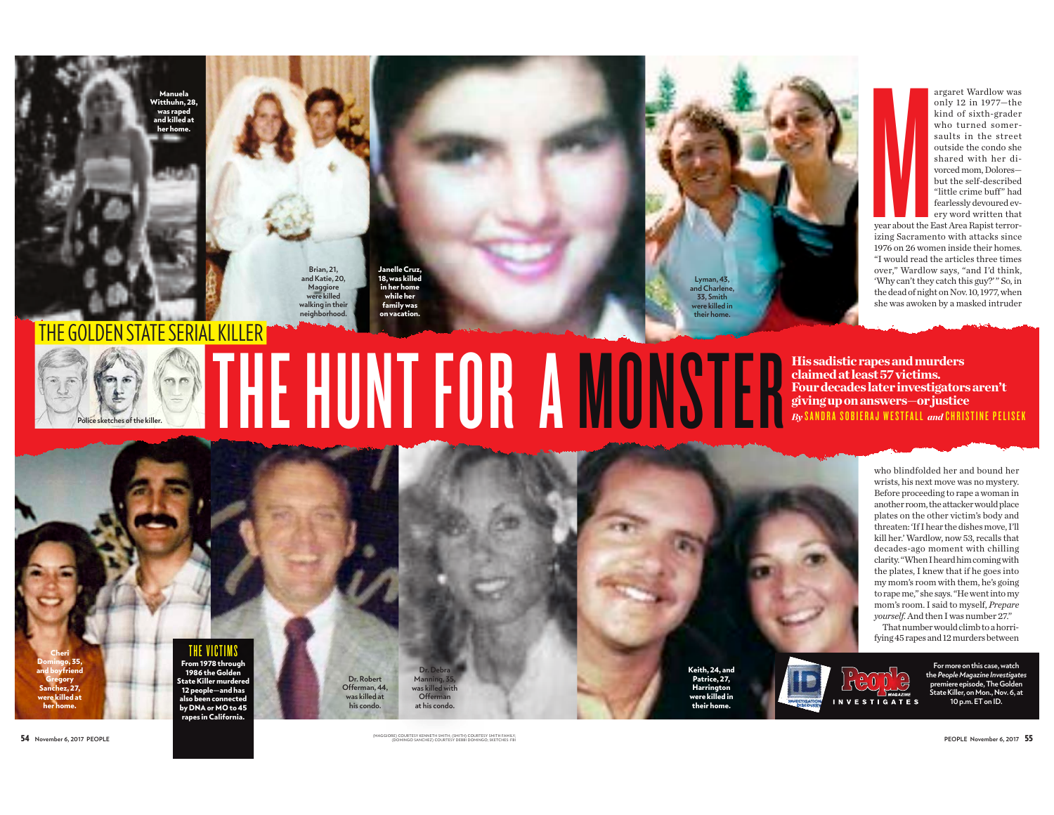THE GOLDEN STATE SERIAL KILLER

# THE HUNT FOR A MONSTER

**His sadistic rapes and murders claimed at least 57 victims. Four decades later investigators aren't giving up on answers—or justice**

*By* SANDRA SOBIERAJ WESTFALL *and* CHRISTINE PELISEK

Manuela Witthuhn, 28, was raped and killed at her home.

Brian, 21, and Katie, 20, Maggiore were killed walking in their neighborhood.

Janelle Cruz, 18, was killed in her home while her family was on vacation.

Lyman, 43, and Charlene, 33, Smith were killed in their home.

Police sketches of the killer.

Cheri Domingo, 35, and boyfriend Gregory Sanchez, 27, were killed at her home.

### THE VICTIMS

From 1978 through 1986 the Golden State Killer murdered 12 people—and has also been connected by DNA or MO to 45 rapes in California.

Dr. Robert Offerman, 44, was killed at his condo.

Dr. Debra Manning, 35, was killed with Offerman at his condo.

Keith, 24, and Patrice, 27, Harrington were killed in their home.

Margaret Wardlow was only 12 in 1977—the kind of sixth-grader who turned somersaults in the street outside the condo she shared with her divorced mom, Dolores—but the self-described "little crime buff" had fearlessly devoured every word written that year about the East Area Rapist terrorizing Sacramento with attacks since 1976 on 26 women inside their homes. "I would read the articles three times over," Wardlow says, "and I'd think, 'Why can't they catch this guy?'" So, in the dead of night on Nov. 10, 1977, when she was awoken by a masked intruder who blindfolded her and bound her wrists, his next move was no mystery. Before proceeding to rape a woman in another room, the attacker would place plates on the other victim's body and threaten: 'If I hear the dishes move, I'll kill her.' Wardlow, now 53, recalls that decades-ago moment with chilling clarity. "When I heard him coming with the plates, I knew that if he goes into my mom's room with them, he's going to rape me," she says. "He went into my mom's room. I said to myself, *Prepare yourself.* And then I was number 27."

That number would climb to a horrifying 45 rapes and 12 murders between

For more on this case, watch the *People Magazine Investigates* premiere episode, The Golden State Killer, on Mon., Nov. 6, at 10 p.m. ET on ID.

(MAGGIORE) COURTESY KENNETH SMITH; (SMITH) COURTESY SMITH FAMILY; (DOMINGO SANCHEZ) COURTESY DEBBI DOMINGO; SKETCHES: FBI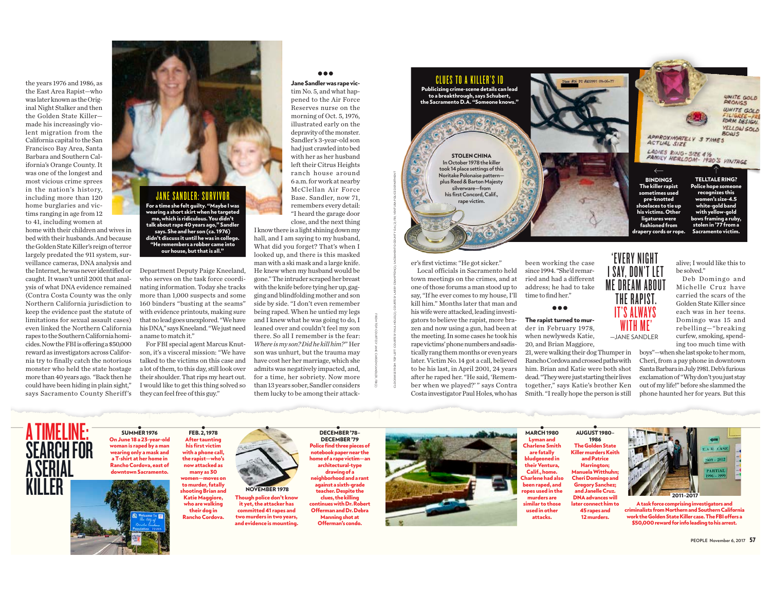the years 1976 and 1986, as the East Area Rapist—who was later known as the Original Night Stalker and then the Golden State Killer—made his increasingly violent migration from the California capital to the San Francisco Bay Area, Santa Barbara and Southern California's Orange County. It was one of the longest and most vicious crime sprees in the nation's history, including more than 120 home burglaries and victims ranging in age from 12 to 41, including women at home with their children and wives in bed with their husbands. And because the Golden State Killer's reign of terror largely predated the 911 system, surveillance cameras, DNA analysis and the Internet, he was never identified or caught. It wasn't until 2001 that analysis of what DNA evidence remained (Contra Costa County was the only Northern California jurisdiction to keep the evidence past the statute of limitations for sexual assault cases) even linked the Northern California rapes to the Southern California homicides. Now the FBI is offering a $50,000 reward as investigators across California try to finally catch the notorious monster who held the state hostage more than 40 years ago. "Back then he could have been hiding in plain sight," says Sacramento County Sheriff's Department Deputy Paige Kneeland, who serves on the task force coordinating information. Today she tracks more than 1,000 suspects and some 160 binders "busting at the seams" with evidence printouts, making sure that no lead goes unexplored. "We have his DNA," says Kneeland. "We just need a name to match it."

For FBI special agent Marcus Knutson, it's a visceral mission: "We have talked to the victims on this case and a lot of them, to this day, still look over their shoulder. That rips my heart out. I would like to get this thing solved so they can feel free of this guy."

## JANE SANDLER: SURVIVOR

**For a time she felt guilty. "Maybe I was wearing a short skirt when he targeted me, which is ridiculous. You didn't talk about rape 40 years ago," Sandler says. She and her son (ca. 1976) didn't discuss it until he was in college. "He remembers a robber came into our house, but that is all."**

•••

**Jane Sandler was rape victim No. 5,** and what happened to the Air Force Reserves nurse on the morning of Oct. 5, 1976, illustrated early on the depravity of the monster. Sandler's 3-year-old son had just crawled into bed with her as her husband left their Citrus Heights ranch house around 6 a.m. for work at nearby McClellan Air Force Base. Sandler, now 71, remembers every detail: "I heard the garage door close, and the next thing I know there is a light shining down my hall, and I am saying to my husband, What did you forget? That's when I looked up, and there is this masked man with a ski mask and a large knife. He knew when my husband would be gone." The intruder scraped her breast with the knife before tying her up, gagging and blindfolding mother and son side by side. "I don't even remember being raped. When he untied my legs and I knew what he was going to do, I leaned over and couldn't feel my son there. So all I remember is the fear: *Where is my son? Did he kill him?"* Her son was unhurt, but the trauma may have cost her her marriage, which she admits was negatively impacted, and, for a time, her sobriety. Now more than 13 years sober, Sandler considers them lucky to be among their attacker's first victims: "He got sicker."

Local officials in Sacramento held town meetings on the crimes, and at one of those forums a man stood up to say, "If he ever comes to my house, I'll kill him." Months later that man and his wife were attacked, leading investigators to believe the rapist, more brazen and now using a gun, had been at the meeting. In some cases he took his rape victims' phone numbers and sadistically rang them months or even years later. Victim No. 14 got a call, believed to be his last, in April 2001, 24 years after he raped her. "He said, 'Remember when we played?'" says Contra Costa investigator Paul Holes, who has been working the case since 1994. "She'd remarried and had a different address; he had to take time to find her."

•••

**The rapist turned to murder** in February 1978, when newlyweds Katie, 20, and Brian Maggiore, 21, were walking their dog Thumper in Rancho Cordova and crossed paths with him. Brian and Katie were both shot dead. "They were just starting their lives together," says Katie's brother Ken Smith. "I really hope the person is still alive; I would like this to be solved."

Deb Domingo and Michelle Cruz have carried the scars of the Golden State Killer since each was in her teens. Domingo was 15 and rebelling—"breaking curfew, smoking, spending too much time with boys"—when she last spoke to her mom, Cheri, from a pay phone in downtown Santa Barbara in July 1981. Deb's furious exclamation of "Why don't you just stay out of my life!" before she slammed the phone haunted her for years. But this

> 'EVERY NIGHT I SAY, DON'T LET ME DREAM ABOUT THE RAPIST. IT'S ALWAYS WITH ME'
> —JANE SANDLER

## CLUES TO A KILLER'S ID

**Publicizing crime-scene details can lead to a breakthrough, says Schubert, the Sacramento D.A. "Someone knows."**

**STOLEN CHINA**
In October 1978 the killer took 14 place settings of this Noritake Polonaise pattern—plus Reed & Barton Majesty silverware—from his first Concord, Calif., rape victim.

**BINDINGS**
The killer rapist sometimes used pre-knotted shoelaces to tie up his victims. Other ligatures were fashioned from drapery cords or rope.

**TELLTALE RING?**
Police hope someone recognizes this women's size-4.5 white-gold band with yellow-gold bows framing a ruby, stolen in '77 from a Sacramento victim.

## A TIMELINE: SEARCH FOR A SERIAL KILLER

**SUMMER 1976**
On June 18 a 23-year-old woman is raped by a man wearing only a mask and a T-shirt at her home in Rancho Cordova, east of downtown Sacramento.

**FEB. 2, 1978**
After taunting his first victim with a phone call, the rapist—who's now attacked as many as 30 women—moves on to murder, fatally shooting Brian and Katie Maggiore, who are walking their dog in Rancho Cordova.

**NOVEMBER 1978**
Though police don't know it yet, the attacker has committed 41 rapes and two murders in two years, and evidence is mounting.

**DECEMBER '78–DECEMBER '79**
Police find three pieces of notebook paper near the home of a rape victim—an architectural-type drawing of a neighborhood and a rant against a sixth-grade teacher. Despite the clues, the killing continues with Dr. Robert Offerman and Dr. Debra Manning shot at Offerman's condo.

**MARCH 1980**
Lyman and Charlene Smith are fatally bludgeoned in their Ventura, Calif., home. Charlene had also been raped, and ropes used in the murders are similar to those used in other attacks.

**AUGUST 1980–1986**
The Golden State Killer murders Keith and Patrice Harrington; Manuela Witthuhn; Cheri Domingo and Gregory Sanchez; and Janelle Cruz. DNA advances will later connect him to 45 rapes and 12 murders.

**2011–2017**
A task force comprising investigators and criminalists from Northern and Southern California work the Golden State Killer case. The FBI offers a $50,000 reward for info leading to his arrest.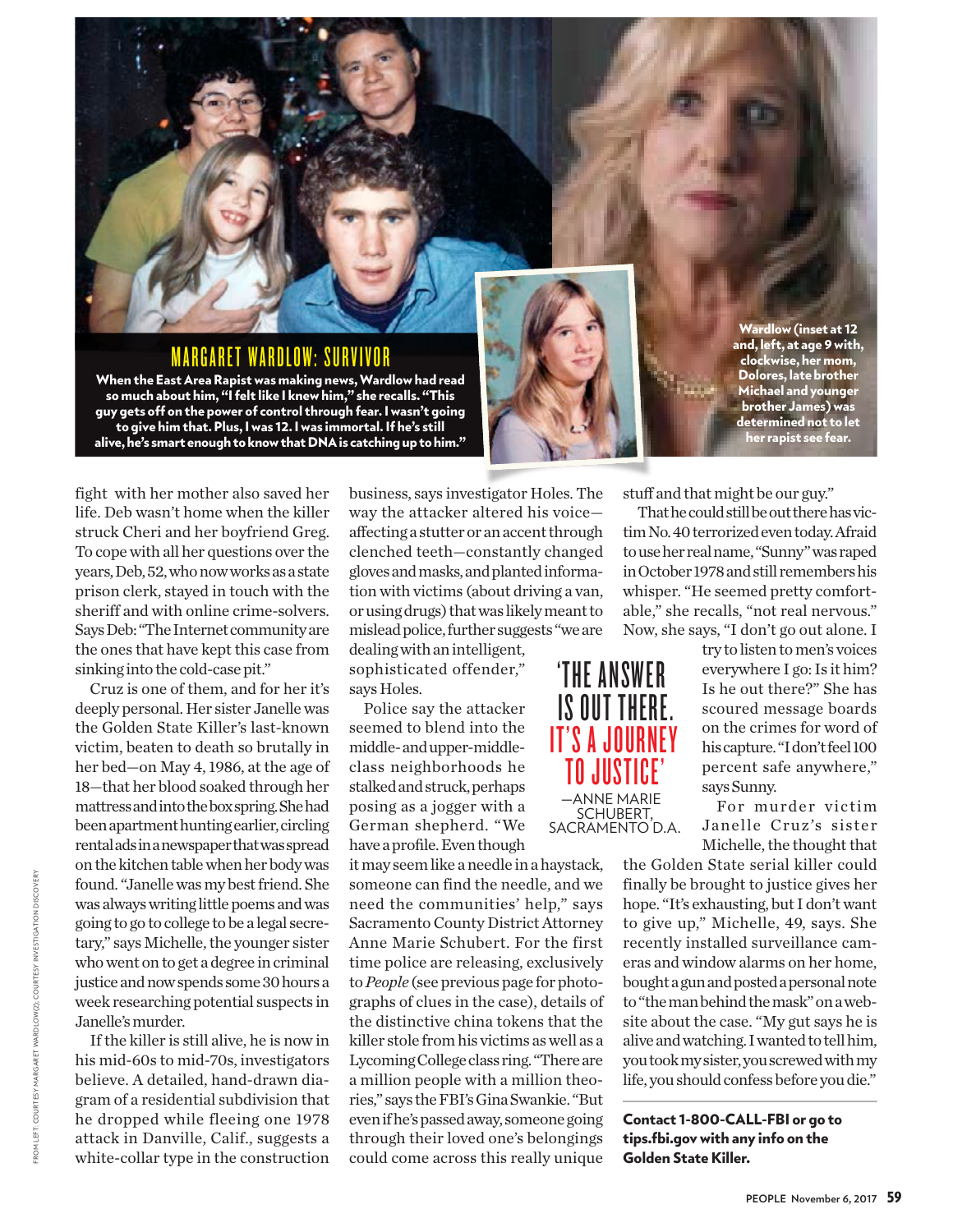## MARGARET WARDLOW: SURVIVOR

**When the East Area Rapist was making news, Wardlow had read so much about him, "I felt like I knew him," she recalls. "This guy gets off on the power of control through fear. I wasn't going to give him that. Plus, I was 12. I was immortal. If he's still alive, he's smart enough to know that DNA is catching up to him."**

**Wardlow (inset at 12 and, left, at age 9 with, clockwise, her mom, Dolores, late brother Michael and younger brother James) was determined not to let her rapist see fear.**

fight with her mother also saved her life. Deb wasn't home when the killer struck Cheri and her boyfriend Greg. To cope with all her questions over the years, Deb, 52, who now works as a state prison clerk, stayed in touch with the sheriff and with online crime-solvers. Says Deb: "The Internet community are the ones that have kept this case from sinking into the cold-case pit."

Cruz is one of them, and for her it's deeply personal. Her sister Janelle was the Golden State Killer's last-known victim, beaten to death so brutally in her bed—on May 4, 1986, at the age of 18—that her blood soaked through her mattress and into the box spring. She had been apartment hunting earlier, circling rental ads in a newspaper that was spread on the kitchen table when her body was found. "Janelle was my best friend. She was always writing little poems and was going to go to college to be a legal secretary," says Michelle, the younger sister who went on to get a degree in criminal justice and now spends some 30 hours a week researching potential suspects in Janelle's murder.

If the killer is still alive, he is now in his mid-60s to mid-70s, investigators believe. A detailed, hand-drawn diagram of a residential subdivision that he dropped while fleeing one 1978 attack in Danville, Calif., suggests a white-collar type in the construction business, says investigator Holes. The way the attacker altered his voice—affecting a stutter or an accent through clenched teeth—constantly changed gloves and masks, and planted information with victims (about driving a van, or using drugs) that was likely meant to mislead police, further suggests "we are dealing with an intelligent, sophisticated offender," says Holes.

Police say the attacker seemed to blend into the middle- and upper-middle-class neighborhoods he stalked and struck, perhaps posing as a jogger with a German shepherd. "We have a profile. Even though it may seem like a needle in a haystack, someone can find the needle, and we need the communities' help," says Sacramento County District Attorney Anne Marie Schubert. For the first time police are releasing, exclusively to *People* (see previous page for photographs of clues in the case), details of the distinctive china tokens that the killer stole from his victims as well as a Lycoming College class ring. "There are a million people with a million theories," says the FBI's Gina Swankie. "But even if he's passed away, someone going through their loved one's belongings could come across this really unique stuff and that might be our guy."

> **'THE ANSWER IS OUT THERE. IT'S A JOURNEY TO JUSTICE'**
> —ANNE MARIE SCHUBERT, SACRAMENTO D.A.

That he could still be out there has victim No. 40 terrorized even today. Afraid to use her real name, "Sunny" was raped in October 1978 and still remembers his whisper. "He seemed pretty comfortable," she recalls, "not real nervous." Now, she says, "I don't go out alone. I try to listen to men's voices everywhere I go: Is it him? Is he out there?" She has scoured message boards on the crimes for word of his capture. "I don't feel 100 percent safe anywhere," says Sunny.

For murder victim Janelle Cruz's sister Michelle, the thought that the Golden State serial killer could finally be brought to justice gives her hope. "It's exhausting, but I don't want to give up," Michelle, 49, says. She recently installed surveillance cameras and window alarms on her home, bought a gun and posted a personal note to "the man behind the mask" on a website about the case. "My gut says he is alive and watching. I wanted to tell him, you took my sister, you screwed with my life, you should confess before you die."

**Contact 1-800-CALL-FBI or go to tips.fbi.gov with any info on the Golden State Killer.**

FROM LEFT: COURTESY MARGARET WARDLOW(2); COURTESY INVESTIGATION DISCOVERY